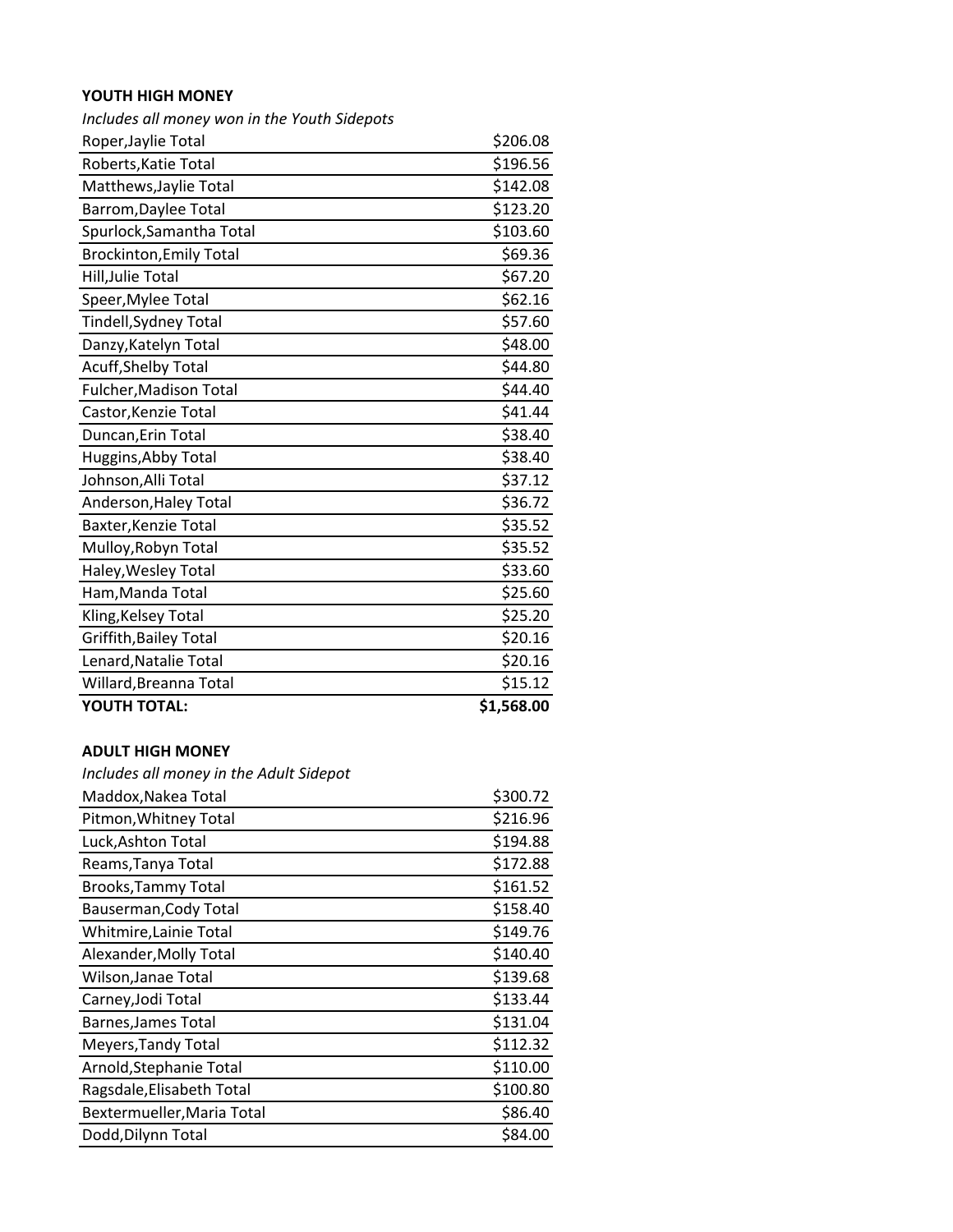**YOUTH HIGH MONEY**

*Includes all money won in the Youth Sidepots*

| | |
|---|---:|
| Roper,Jaylie Total | $206.08 |
| Roberts,Katie Total | $196.56 |
| Matthews,Jaylie Total | $142.08 |
| Barrom,Daylee Total | $123.20 |
| Spurlock,Samantha Total | $103.60 |
| Brockinton,Emily Total | $69.36 |
| Hill,Julie Total | $67.20 |
| Speer,Mylee Total | $62.16 |
| Tindell,Sydney Total | $57.60 |
| Danzy,Katelyn Total | $48.00 |
| Acuff,Shelby Total | $44.80 |
| Fulcher,Madison Total | $44.40 |
| Castor,Kenzie Total | $41.44 |
| Duncan,Erin Total | $38.40 |
| Huggins,Abby Total | $38.40 |
| Johnson,Alli Total | $37.12 |
| Anderson,Haley Total | $36.72 |
| Baxter,Kenzie Total | $35.52 |
| Mulloy,Robyn Total | $35.52 |
| Haley,Wesley Total | $33.60 |
| Ham,Manda Total | $25.60 |
| Kling,Kelsey Total | $25.20 |
| Griffith,Bailey Total | $20.16 |
| Lenard,Natalie Total | $20.16 |
| Willard,Breanna Total | $15.12 |
| **YOUTH TOTAL:** | **$1,568.00** |

**ADULT HIGH MONEY**

*Includes all money in the Adult Sidepot*

| | |
|---|---:|
| Maddox,Nakea Total | $300.72 |
| Pitmon,Whitney Total | $216.96 |
| Luck,Ashton Total | $194.88 |
| Reams,Tanya Total | $172.88 |
| Brooks,Tammy Total | $161.52 |
| Bauserman,Cody Total | $158.40 |
| Whitmire,Lainie Total | $149.76 |
| Alexander,Molly Total | $140.40 |
| Wilson,Janae Total | $139.68 |
| Carney,Jodi Total | $133.44 |
| Barnes,James Total | $131.04 |
| Meyers,Tandy Total | $112.32 |
| Arnold,Stephanie Total | $110.00 |
| Ragsdale,Elisabeth Total | $100.80 |
| Bextermueller,Maria Total | $86.40 |
| Dodd,Dilynn Total | $84.00 |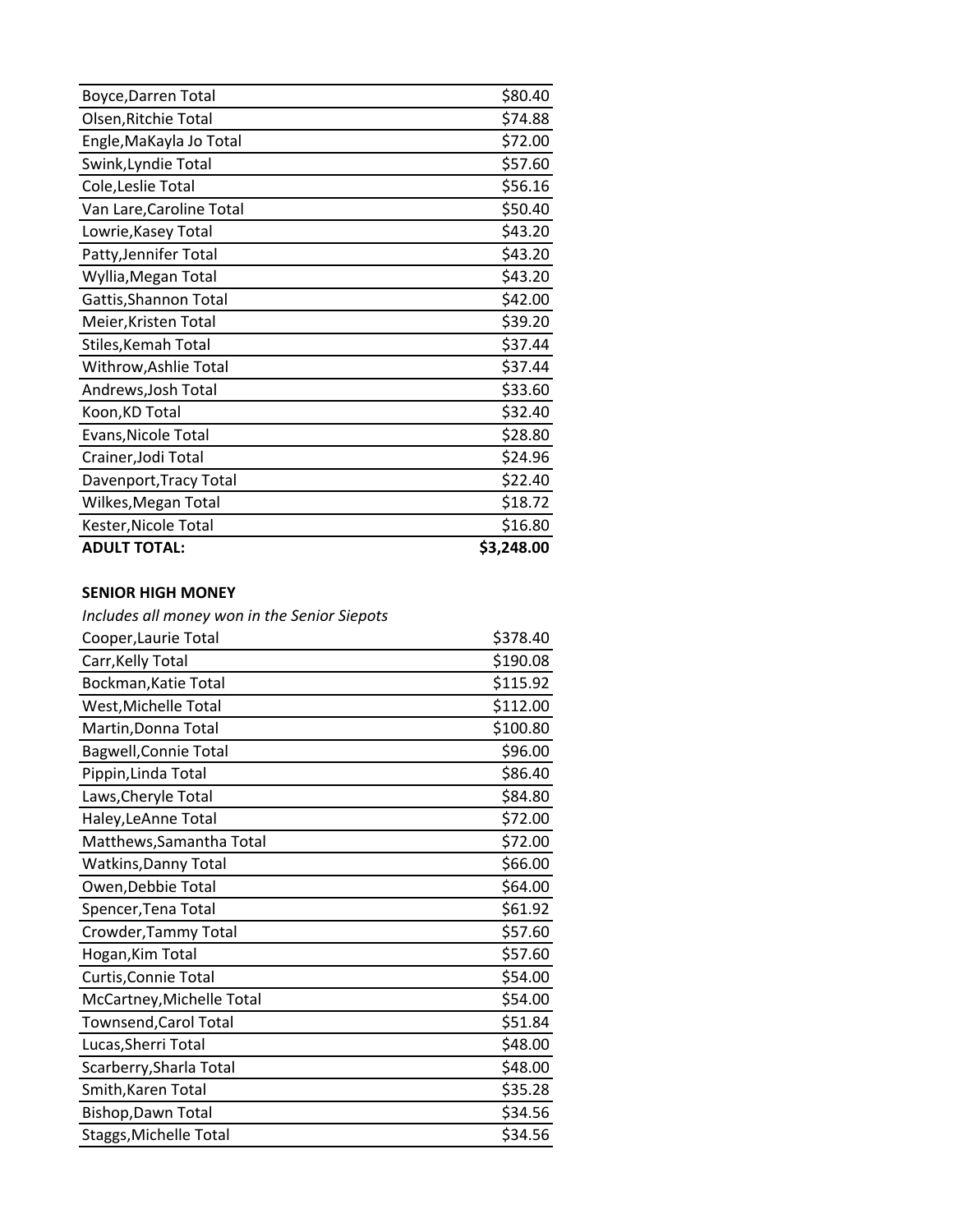| | |
|---|---|
| Boyce,Darren Total | $80.40 |
| Olsen,Ritchie Total | $74.88 |
| Engle,MaKayla Jo Total | $72.00 |
| Swink,Lyndie Total | $57.60 |
| Cole,Leslie Total | $56.16 |
| Van Lare,Caroline Total | $50.40 |
| Lowrie,Kasey Total | $43.20 |
| Patty,Jennifer Total | $43.20 |
| Wyllia,Megan Total | $43.20 |
| Gattis,Shannon Total | $42.00 |
| Meier,Kristen Total | $39.20 |
| Stiles,Kemah Total | $37.44 |
| Withrow,Ashlie Total | $37.44 |
| Andrews,Josh Total | $33.60 |
| Koon,KD Total | $32.40 |
| Evans,Nicole Total | $28.80 |
| Crainer,Jodi Total | $24.96 |
| Davenport,Tracy Total | $22.40 |
| Wilkes,Megan Total | $18.72 |
| Kester,Nicole Total | $16.80 |
| **ADULT TOTAL:** | **$3,248.00** |

**SENIOR HIGH MONEY**

*Includes all money won in the Senior Siepots*

| | |
|---|---|
| Cooper,Laurie Total | $378.40 |
| Carr,Kelly Total | $190.08 |
| Bockman,Katie Total | $115.92 |
| West,Michelle Total | $112.00 |
| Martin,Donna Total | $100.80 |
| Bagwell,Connie Total | $96.00 |
| Pippin,Linda Total | $86.40 |
| Laws,Cheryle Total | $84.80 |
| Haley,LeAnne Total | $72.00 |
| Matthews,Samantha Total | $72.00 |
| Watkins,Danny Total | $66.00 |
| Owen,Debbie Total | $64.00 |
| Spencer,Tena Total | $61.92 |
| Crowder,Tammy Total | $57.60 |
| Hogan,Kim Total | $57.60 |
| Curtis,Connie Total | $54.00 |
| McCartney,Michelle Total | $54.00 |
| Townsend,Carol Total | $51.84 |
| Lucas,Sherri Total | $48.00 |
| Scarberry,Sharla Total | $48.00 |
| Smith,Karen Total | $35.28 |
| Bishop,Dawn Total | $34.56 |
| Staggs,Michelle Total | $34.56 |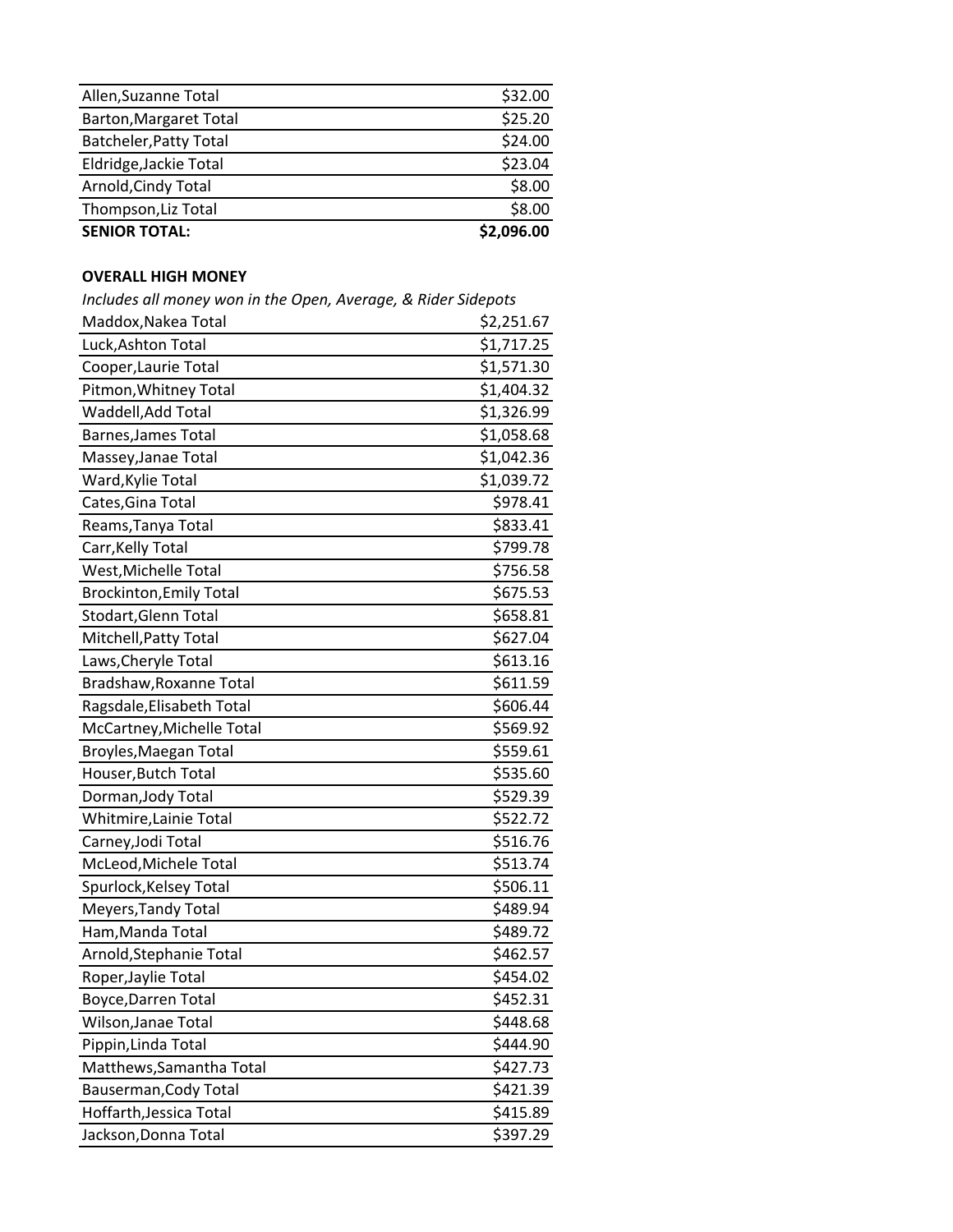| | |
|---|---|
| Allen,Suzanne Total | $32.00 |
| Barton,Margaret Total | $25.20 |
| Batcheler,Patty Total | $24.00 |
| Eldridge,Jackie Total | $23.04 |
| Arnold,Cindy Total | $8.00 |
| Thompson,Liz Total | $8.00 |
| **SENIOR TOTAL:** | **$2,096.00** |

**OVERALL HIGH MONEY**

*Includes all money won in the Open, Average, & Rider Sidepots*

| | |
|---|---|
| Maddox,Nakea Total | $2,251.67 |
| Luck,Ashton Total | $1,717.25 |
| Cooper,Laurie Total | $1,571.30 |
| Pitmon,Whitney Total | $1,404.32 |
| Waddell,Add Total | $1,326.99 |
| Barnes,James Total | $1,058.68 |
| Massey,Janae Total | $1,042.36 |
| Ward,Kylie Total | $1,039.72 |
| Cates,Gina Total | $978.41 |
| Reams,Tanya Total | $833.41 |
| Carr,Kelly Total | $799.78 |
| West,Michelle Total | $756.58 |
| Brockinton,Emily Total | $675.53 |
| Stodart,Glenn Total | $658.81 |
| Mitchell,Patty Total | $627.04 |
| Laws,Cheryle Total | $613.16 |
| Bradshaw,Roxanne Total | $611.59 |
| Ragsdale,Elisabeth Total | $606.44 |
| McCartney,Michelle Total | $569.92 |
| Broyles,Maegan Total | $559.61 |
| Houser,Butch Total | $535.60 |
| Dorman,Jody Total | $529.39 |
| Whitmire,Lainie Total | $522.72 |
| Carney,Jodi Total | $516.76 |
| McLeod,Michele Total | $513.74 |
| Spurlock,Kelsey Total | $506.11 |
| Meyers,Tandy Total | $489.94 |
| Ham,Manda Total | $489.72 |
| Arnold,Stephanie Total | $462.57 |
| Roper,Jaylie Total | $454.02 |
| Boyce,Darren Total | $452.31 |
| Wilson,Janae Total | $448.68 |
| Pippin,Linda Total | $444.90 |
| Matthews,Samantha Total | $427.73 |
| Bauserman,Cody Total | $421.39 |
| Hoffarth,Jessica Total | $415.89 |
| Jackson,Donna Total | $397.29 |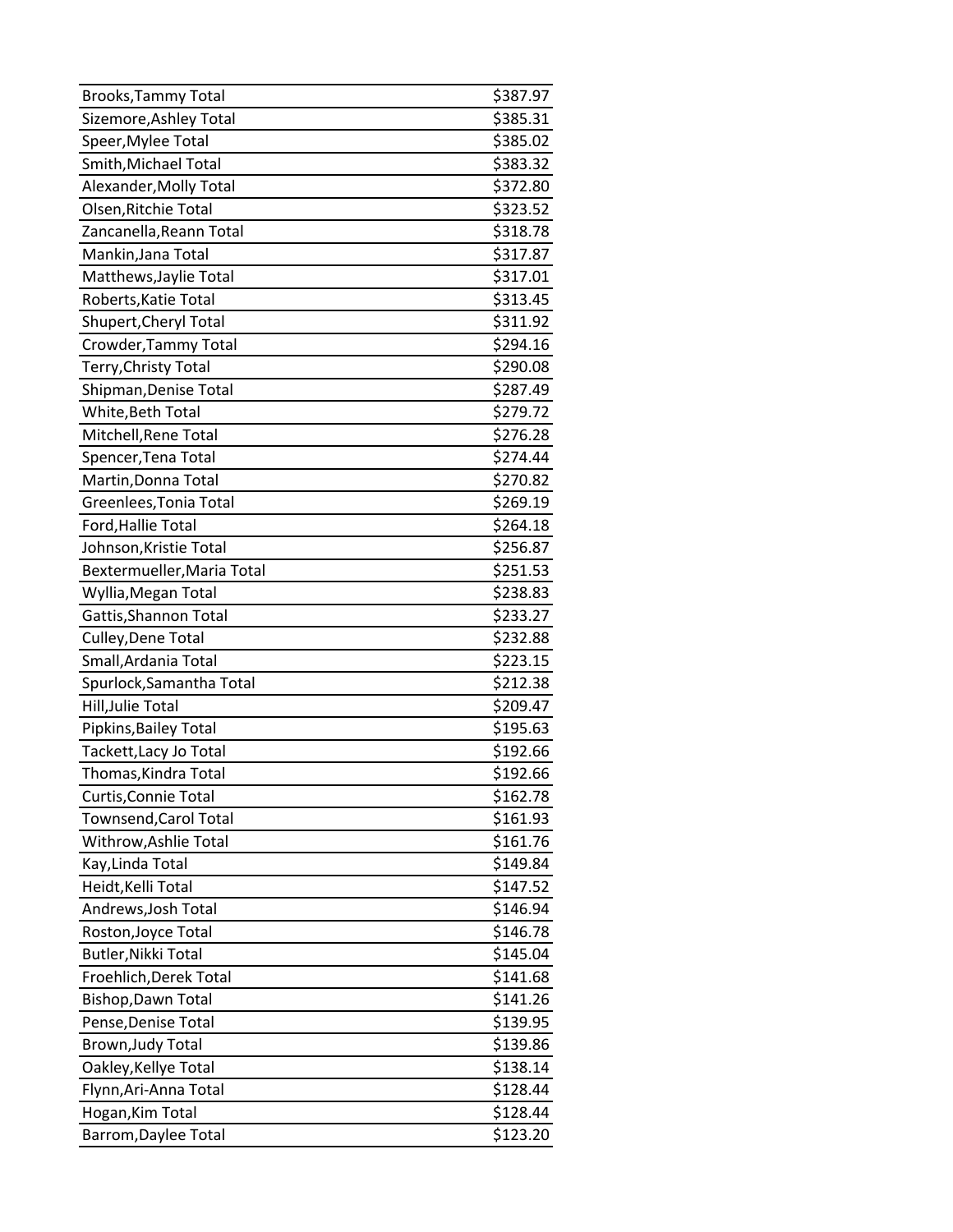| | |
|---|---|
| Brooks,Tammy Total | $387.97 |
| Sizemore,Ashley Total | $385.31 |
| Speer,Mylee Total | $385.02 |
| Smith,Michael Total | $383.32 |
| Alexander,Molly Total | $372.80 |
| Olsen,Ritchie Total | $323.52 |
| Zancanella,Reann Total | $318.78 |
| Mankin,Jana Total | $317.87 |
| Matthews,Jaylie Total | $317.01 |
| Roberts,Katie Total | $313.45 |
| Shupert,Cheryl Total | $311.92 |
| Crowder,Tammy Total | $294.16 |
| Terry,Christy Total | $290.08 |
| Shipman,Denise Total | $287.49 |
| White,Beth Total | $279.72 |
| Mitchell,Rene Total | $276.28 |
| Spencer,Tena Total | $274.44 |
| Martin,Donna Total | $270.82 |
| Greenlees,Tonia Total | $269.19 |
| Ford,Hallie Total | $264.18 |
| Johnson,Kristie Total | $256.87 |
| Bextermueller,Maria Total | $251.53 |
| Wyllia,Megan Total | $238.83 |
| Gattis,Shannon Total | $233.27 |
| Culley,Dene Total | $232.88 |
| Small,Ardania Total | $223.15 |
| Spurlock,Samantha Total | $212.38 |
| Hill,Julie Total | $209.47 |
| Pipkins,Bailey Total | $195.63 |
| Tackett,Lacy Jo Total | $192.66 |
| Thomas,Kindra Total | $192.66 |
| Curtis,Connie Total | $162.78 |
| Townsend,Carol Total | $161.93 |
| Withrow,Ashlie Total | $161.76 |
| Kay,Linda Total | $149.84 |
| Heidt,Kelli Total | $147.52 |
| Andrews,Josh Total | $146.94 |
| Roston,Joyce Total | $146.78 |
| Butler,Nikki Total | $145.04 |
| Froehlich,Derek Total | $141.68 |
| Bishop,Dawn Total | $141.26 |
| Pense,Denise Total | $139.95 |
| Brown,Judy Total | $139.86 |
| Oakley,Kellye Total | $138.14 |
| Flynn,Ari-Anna Total | $128.44 |
| Hogan,Kim Total | $128.44 |
| Barrom,Daylee Total | $123.20 |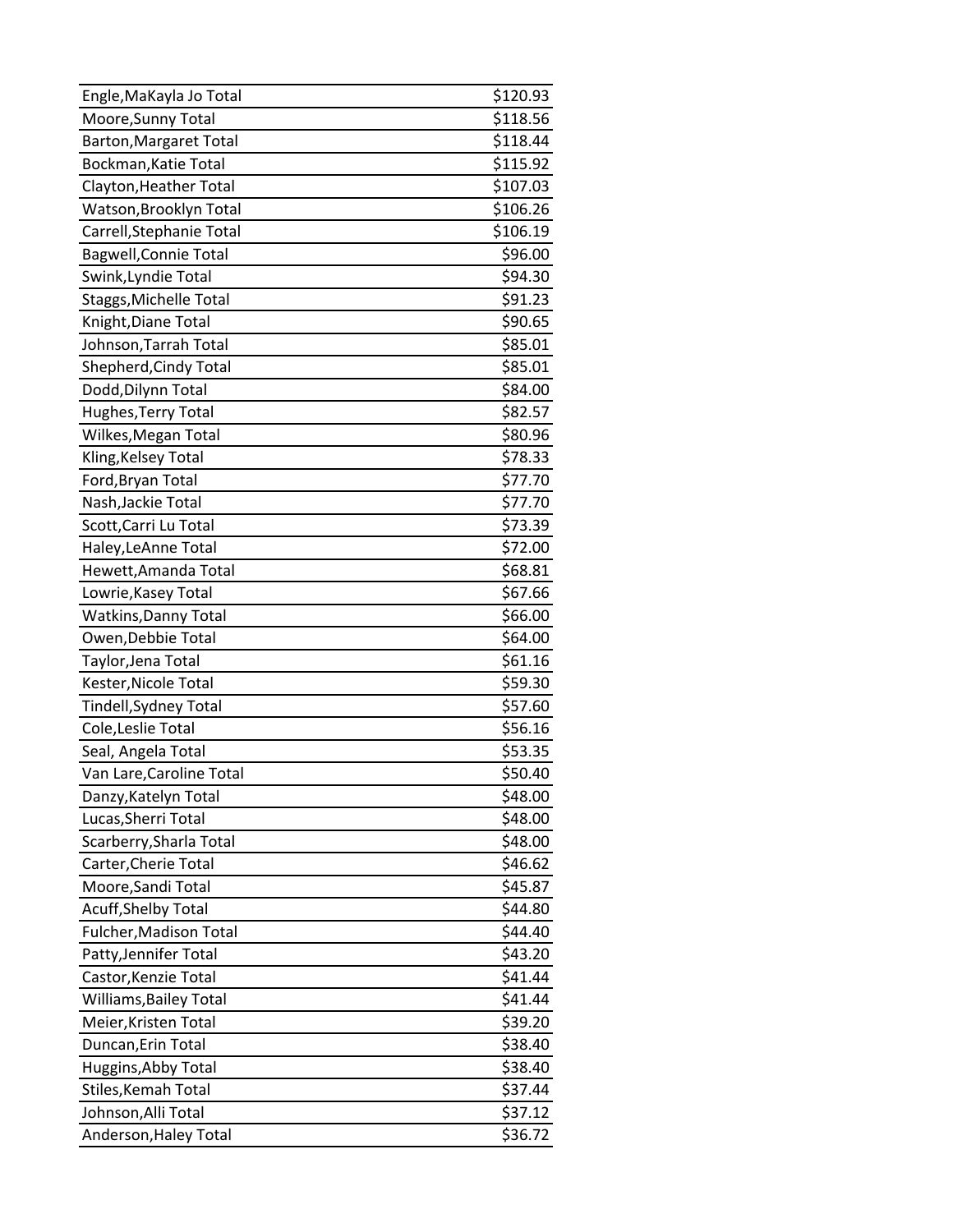| | |
|---|---|
| Engle,MaKayla Jo Total | $120.93 |
| Moore,Sunny Total | $118.56 |
| Barton,Margaret Total | $118.44 |
| Bockman,Katie Total | $115.92 |
| Clayton,Heather Total | $107.03 |
| Watson,Brooklyn Total | $106.26 |
| Carrell,Stephanie Total | $106.19 |
| Bagwell,Connie Total | $96.00 |
| Swink,Lyndie Total | $94.30 |
| Staggs,Michelle Total | $91.23 |
| Knight,Diane Total | $90.65 |
| Johnson,Tarrah Total | $85.01 |
| Shepherd,Cindy Total | $85.01 |
| Dodd,Dilynn Total | $84.00 |
| Hughes,Terry Total | $82.57 |
| Wilkes,Megan Total | $80.96 |
| Kling,Kelsey Total | $78.33 |
| Ford,Bryan Total | $77.70 |
| Nash,Jackie Total | $77.70 |
| Scott,Carri Lu Total | $73.39 |
| Haley,LeAnne Total | $72.00 |
| Hewett,Amanda Total | $68.81 |
| Lowrie,Kasey Total | $67.66 |
| Watkins,Danny Total | $66.00 |
| Owen,Debbie Total | $64.00 |
| Taylor,Jena Total | $61.16 |
| Kester,Nicole Total | $59.30 |
| Tindell,Sydney Total | $57.60 |
| Cole,Leslie Total | $56.16 |
| Seal, Angela Total | $53.35 |
| Van Lare,Caroline Total | $50.40 |
| Danzy,Katelyn Total | $48.00 |
| Lucas,Sherri Total | $48.00 |
| Scarberry,Sharla Total | $48.00 |
| Carter,Cherie Total | $46.62 |
| Moore,Sandi Total | $45.87 |
| Acuff,Shelby Total | $44.80 |
| Fulcher,Madison Total | $44.40 |
| Patty,Jennifer Total | $43.20 |
| Castor,Kenzie Total | $41.44 |
| Williams,Bailey Total | $41.44 |
| Meier,Kristen Total | $39.20 |
| Duncan,Erin Total | $38.40 |
| Huggins,Abby Total | $38.40 |
| Stiles,Kemah Total | $37.44 |
| Johnson,Alli Total | $37.12 |
| Anderson,Haley Total | $36.72 |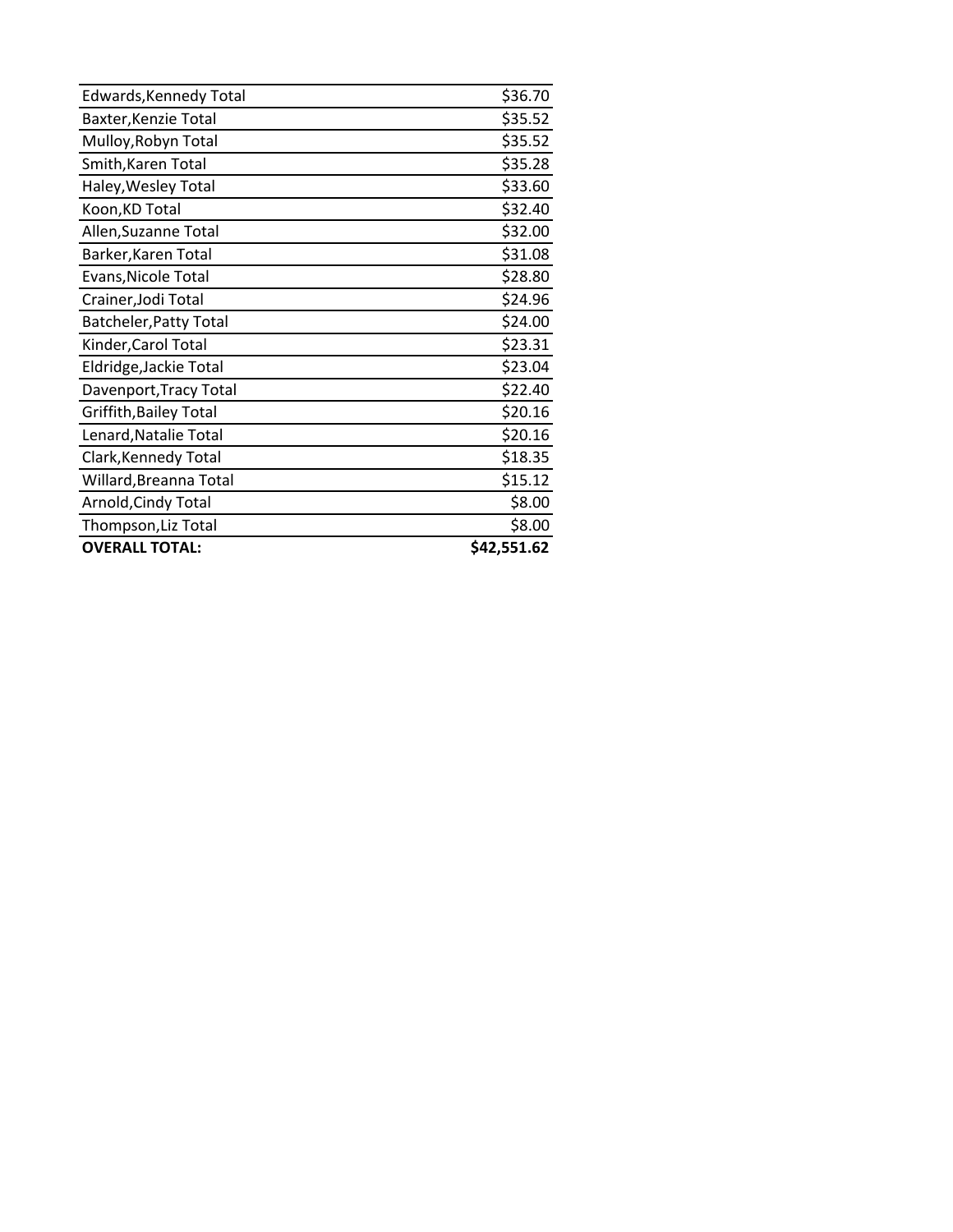| | |
|---|---|
| Edwards,Kennedy Total | $36.70 |
| Baxter,Kenzie Total | $35.52 |
| Mulloy,Robyn Total | $35.52 |
| Smith,Karen Total | $35.28 |
| Haley,Wesley Total | $33.60 |
| Koon,KD Total | $32.40 |
| Allen,Suzanne Total | $32.00 |
| Barker,Karen Total | $31.08 |
| Evans,Nicole Total | $28.80 |
| Crainer,Jodi Total | $24.96 |
| Batcheler,Patty Total | $24.00 |
| Kinder,Carol Total | $23.31 |
| Eldridge,Jackie Total | $23.04 |
| Davenport,Tracy Total | $22.40 |
| Griffith,Bailey Total | $20.16 |
| Lenard,Natalie Total | $20.16 |
| Clark,Kennedy Total | $18.35 |
| Willard,Breanna Total | $15.12 |
| Arnold,Cindy Total | $8.00 |
| Thompson,Liz Total | $8.00 |
| **OVERALL TOTAL:** | **$42,551.62** |